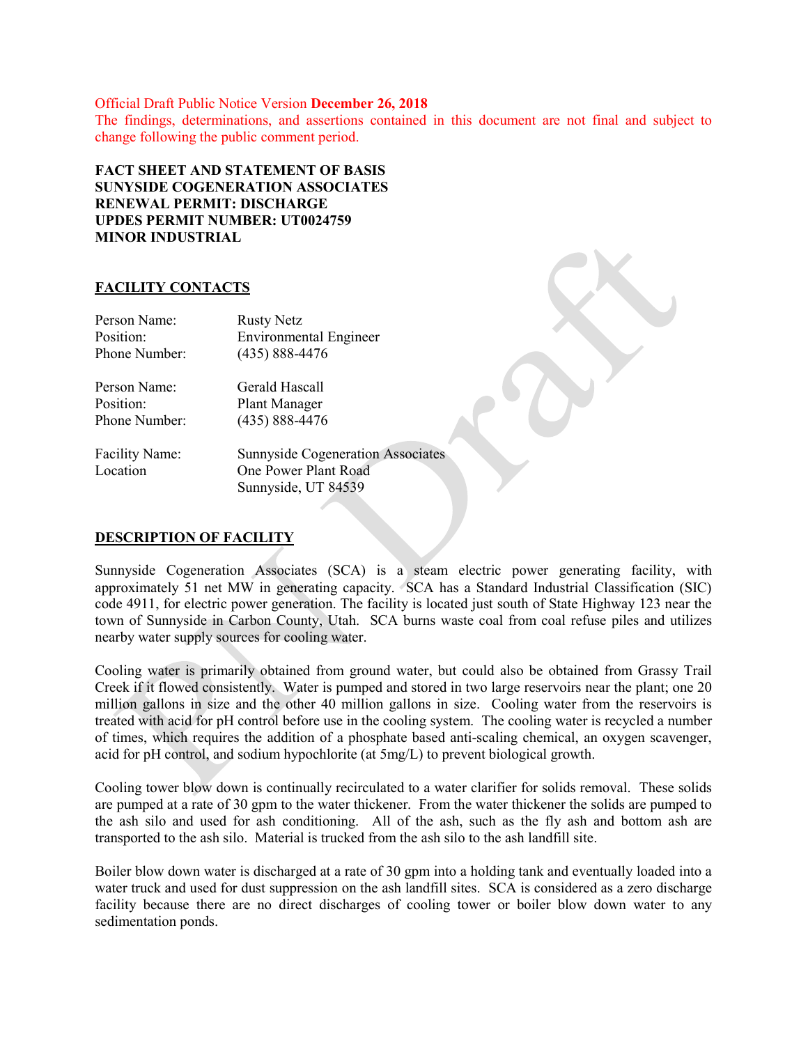Official Draft Public Notice Version **December 26, 2018**
The findings, determinations, and assertions contained in this document are not final and subject to change following the public comment period.

**FACT SHEET AND STATEMENT OF BASIS**
**SUNYSIDE COGENERATION ASSOCIATES**
**RENEWAL PERMIT: DISCHARGE**
**UPDES PERMIT NUMBER: UT0024759**
**MINOR INDUSTRIAL**

## FACILITY CONTACTS

Person Name: Rusty Netz
Position: Environmental Engineer
Phone Number: (435) 888-4476

Person Name: Gerald Hascall
Position: Plant Manager
Phone Number: (435) 888-4476

Facility Name: Sunnyside Cogeneration Associates
Location: One Power Plant Road
Sunnyside, UT 84539

## DESCRIPTION OF FACILITY

Sunnyside Cogeneration Associates (SCA) is a steam electric power generating facility, with approximately 51 net MW in generating capacity. SCA has a Standard Industrial Classification (SIC) code 4911, for electric power generation. The facility is located just south of State Highway 123 near the town of Sunnyside in Carbon County, Utah. SCA burns waste coal from coal refuse piles and utilizes nearby water supply sources for cooling water.

Cooling water is primarily obtained from ground water, but could also be obtained from Grassy Trail Creek if it flowed consistently. Water is pumped and stored in two large reservoirs near the plant; one 20 million gallons in size and the other 40 million gallons in size. Cooling water from the reservoirs is treated with acid for pH control before use in the cooling system. The cooling water is recycled a number of times, which requires the addition of a phosphate based anti-scaling chemical, an oxygen scavenger, acid for pH control, and sodium hypochlorite (at 5mg/L) to prevent biological growth.

Cooling tower blow down is continually recirculated to a water clarifier for solids removal. These solids are pumped at a rate of 30 gpm to the water thickener. From the water thickener the solids are pumped to the ash silo and used for ash conditioning. All of the ash, such as the fly ash and bottom ash are transported to the ash silo. Material is trucked from the ash silo to the ash landfill site.

Boiler blow down water is discharged at a rate of 30 gpm into a holding tank and eventually loaded into a water truck and used for dust suppression on the ash landfill sites. SCA is considered as a zero discharge facility because there are no direct discharges of cooling tower or boiler blow down water to any sedimentation ponds.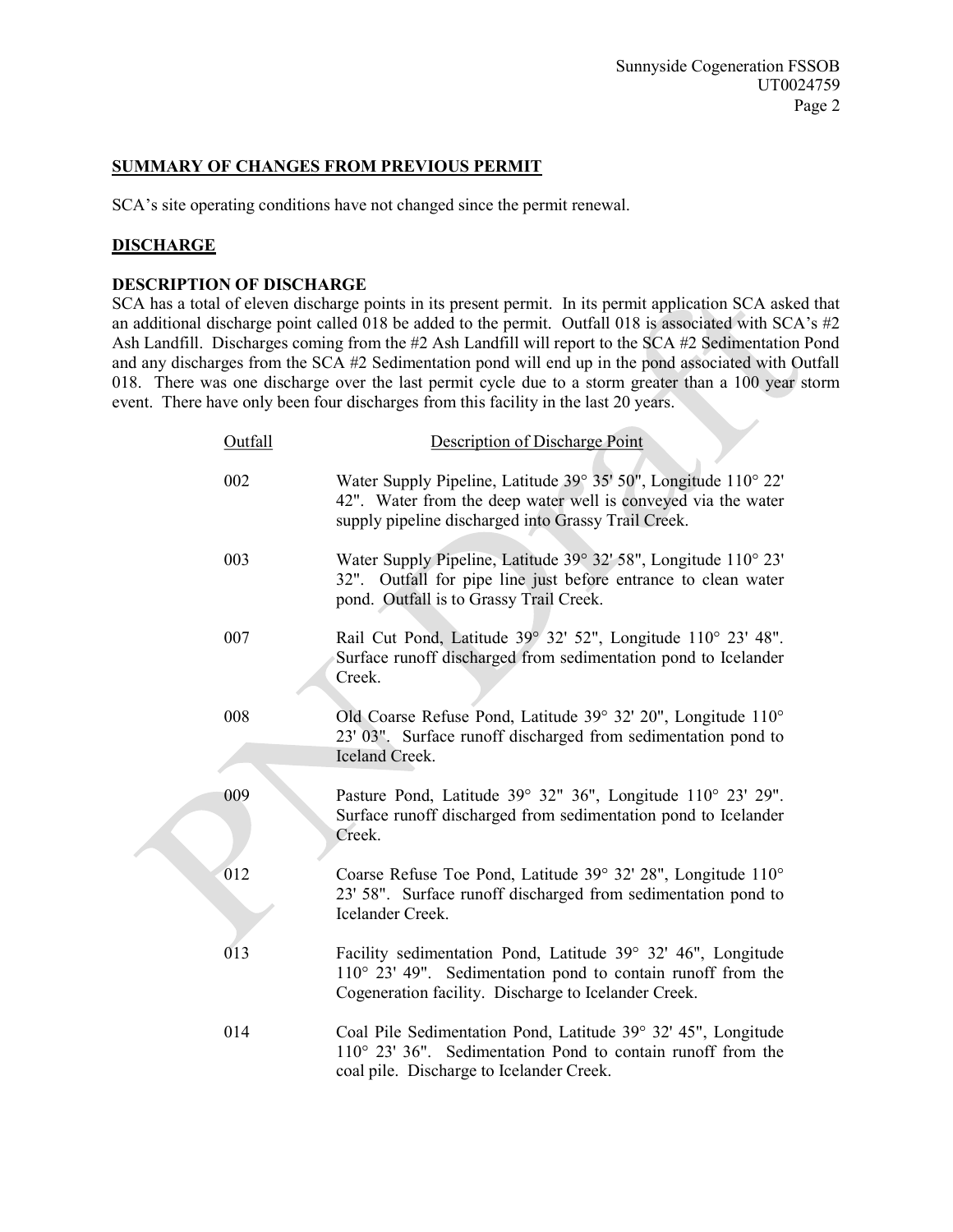## SUMMARY OF CHANGES FROM PREVIOUS PERMIT

SCA's site operating conditions have not changed since the permit renewal.

## DISCHARGE

### DESCRIPTION OF DISCHARGE

SCA has a total of eleven discharge points in its present permit. In its permit application SCA asked that an additional discharge point called 018 be added to the permit. Outfall 018 is associated with SCA's #2 Ash Landfill. Discharges coming from the #2 Ash Landfill will report to the SCA #2 Sedimentation Pond and any discharges from the SCA #2 Sedimentation pond will end up in the pond associated with Outfall 018. There was one discharge over the last permit cycle due to a storm greater than a 100 year storm event. There have only been four discharges from this facility in the last 20 years.

| Outfall | Description of Discharge Point |
|---|---|
| 002 | Water Supply Pipeline, Latitude 39° 35' 50", Longitude 110° 22' 42". Water from the deep water well is conveyed via the water supply pipeline discharged into Grassy Trail Creek. |
| 003 | Water Supply Pipeline, Latitude 39° 32' 58", Longitude 110° 23' 32". Outfall for pipe line just before entrance to clean water pond. Outfall is to Grassy Trail Creek. |
| 007 | Rail Cut Pond, Latitude 39° 32' 52", Longitude 110° 23' 48". Surface runoff discharged from sedimentation pond to Icelander Creek. |
| 008 | Old Coarse Refuse Pond, Latitude 39° 32' 20", Longitude 110° 23' 03". Surface runoff discharged from sedimentation pond to Iceland Creek. |
| 009 | Pasture Pond, Latitude 39° 32" 36", Longitude 110° 23' 29". Surface runoff discharged from sedimentation pond to Icelander Creek. |
| 012 | Coarse Refuse Toe Pond, Latitude 39° 32' 28", Longitude 110° 23' 58". Surface runoff discharged from sedimentation pond to Icelander Creek. |
| 013 | Facility sedimentation Pond, Latitude 39° 32' 46", Longitude 110° 23' 49". Sedimentation pond to contain runoff from the Cogeneration facility. Discharge to Icelander Creek. |
| 014 | Coal Pile Sedimentation Pond, Latitude 39° 32' 45", Longitude 110° 23' 36". Sedimentation Pond to contain runoff from the coal pile. Discharge to Icelander Creek. |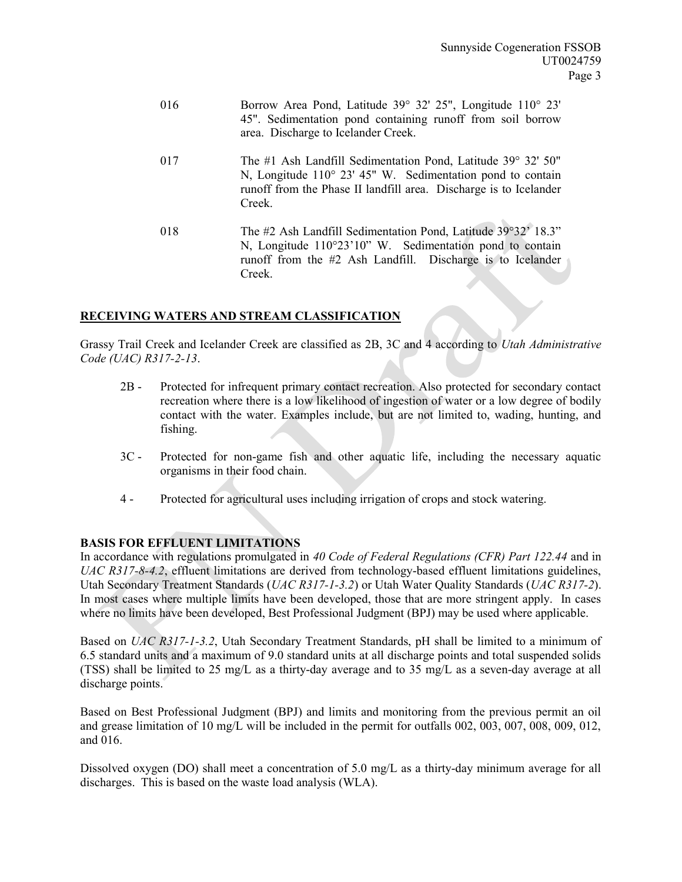016 Borrow Area Pond, Latitude 39° 32' 25", Longitude 110° 23' 45". Sedimentation pond containing runoff from soil borrow area. Discharge to Icelander Creek.

017 The #1 Ash Landfill Sedimentation Pond, Latitude 39° 32' 50" N, Longitude 110° 23' 45" W. Sedimentation pond to contain runoff from the Phase II landfill area. Discharge is to Icelander Creek.

018 The #2 Ash Landfill Sedimentation Pond, Latitude 39°32' 18.3" N, Longitude 110°23'10" W. Sedimentation pond to contain runoff from the #2 Ash Landfill. Discharge is to Icelander Creek.

## RECEIVING WATERS AND STREAM CLASSIFICATION

Grassy Trail Creek and Icelander Creek are classified as 2B, 3C and 4 according to *Utah Administrative Code (UAC) R317-2-13*.

- 2B - Protected for infrequent primary contact recreation. Also protected for secondary contact recreation where there is a low likelihood of ingestion of water or a low degree of bodily contact with the water. Examples include, but are not limited to, wading, hunting, and fishing.
- 3C - Protected for non-game fish and other aquatic life, including the necessary aquatic organisms in their food chain.
- 4 - Protected for agricultural uses including irrigation of crops and stock watering.

## BASIS FOR EFFLUENT LIMITATIONS

In accordance with regulations promulgated in *40 Code of Federal Regulations (CFR) Part 122.44* and in *UAC R317-8-4.2*, effluent limitations are derived from technology-based effluent limitations guidelines, Utah Secondary Treatment Standards (*UAC R317-1-3.2*) or Utah Water Quality Standards (*UAC R317-2*). In most cases where multiple limits have been developed, those that are more stringent apply. In cases where no limits have been developed, Best Professional Judgment (BPJ) may be used where applicable.

Based on *UAC R317-1-3.2*, Utah Secondary Treatment Standards, pH shall be limited to a minimum of 6.5 standard units and a maximum of 9.0 standard units at all discharge points and total suspended solids (TSS) shall be limited to 25 mg/L as a thirty-day average and to 35 mg/L as a seven-day average at all discharge points.

Based on Best Professional Judgment (BPJ) and limits and monitoring from the previous permit an oil and grease limitation of 10 mg/L will be included in the permit for outfalls 002, 003, 007, 008, 009, 012, and 016.

Dissolved oxygen (DO) shall meet a concentration of 5.0 mg/L as a thirty-day minimum average for all discharges. This is based on the waste load analysis (WLA).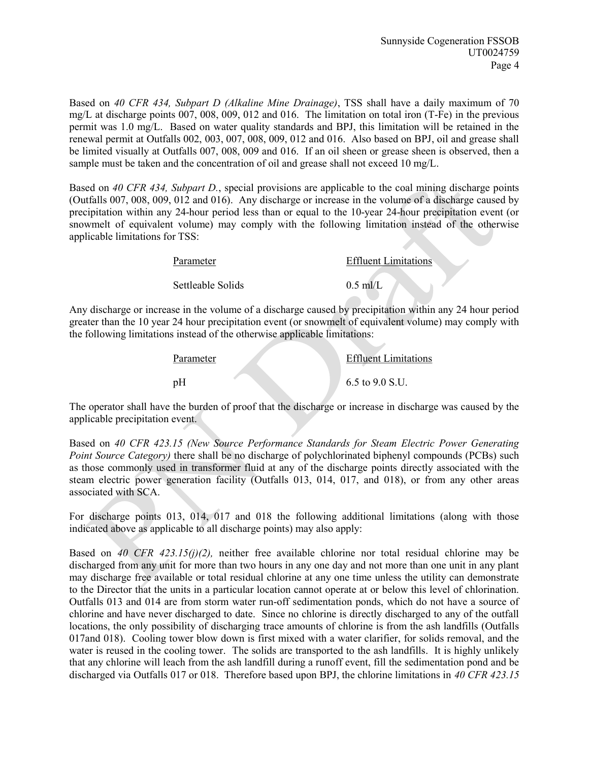Based on *40 CFR 434, Subpart D (Alkaline Mine Drainage)*, TSS shall have a daily maximum of 70 mg/L at discharge points 007, 008, 009, 012 and 016. The limitation on total iron (T-Fe) in the previous permit was 1.0 mg/L. Based on water quality standards and BPJ, this limitation will be retained in the renewal permit at Outfalls 002, 003, 007, 008, 009, 012 and 016. Also based on BPJ, oil and grease shall be limited visually at Outfalls 007, 008, 009 and 016. If an oil sheen or grease sheen is observed, then a sample must be taken and the concentration of oil and grease shall not exceed 10 mg/L.

Based on *40 CFR 434, Subpart D.*, special provisions are applicable to the coal mining discharge points (Outfalls 007, 008, 009, 012 and 016). Any discharge or increase in the volume of a discharge caused by precipitation within any 24-hour period less than or equal to the 10-year 24-hour precipitation event (or snowmelt of equivalent volume) may comply with the following limitation instead of the otherwise applicable limitations for TSS:

| Parameter | Effluent Limitations |
|---|---|
| Settleable Solids | 0.5 ml/L |

Any discharge or increase in the volume of a discharge caused by precipitation within any 24 hour period greater than the 10 year 24 hour precipitation event (or snowmelt of equivalent volume) may comply with the following limitations instead of the otherwise applicable limitations:

| Parameter | Effluent Limitations |
|---|---|
| pH | 6.5 to 9.0 S.U. |

The operator shall have the burden of proof that the discharge or increase in discharge was caused by the applicable precipitation event.

Based on *40 CFR 423.15 (New Source Performance Standards for Steam Electric Power Generating Point Source Category)* there shall be no discharge of polychlorinated biphenyl compounds (PCBs) such as those commonly used in transformer fluid at any of the discharge points directly associated with the steam electric power generation facility (Outfalls 013, 014, 017, and 018), or from any other areas associated with SCA.

For discharge points 013, 014, 017 and 018 the following additional limitations (along with those indicated above as applicable to all discharge points) may also apply:

Based on *40 CFR 423.15(j)(2),* neither free available chlorine nor total residual chlorine may be discharged from any unit for more than two hours in any one day and not more than one unit in any plant may discharge free available or total residual chlorine at any one time unless the utility can demonstrate to the Director that the units in a particular location cannot operate at or below this level of chlorination. Outfalls 013 and 014 are from storm water run-off sedimentation ponds, which do not have a source of chlorine and have never discharged to date. Since no chlorine is directly discharged to any of the outfall locations, the only possibility of discharging trace amounts of chlorine is from the ash landfills (Outfalls 017and 018). Cooling tower blow down is first mixed with a water clarifier, for solids removal, and the water is reused in the cooling tower. The solids are transported to the ash landfills. It is highly unlikely that any chlorine will leach from the ash landfill during a runoff event, fill the sedimentation pond and be discharged via Outfalls 017 or 018. Therefore based upon BPJ, the chlorine limitations in *40 CFR 423.15*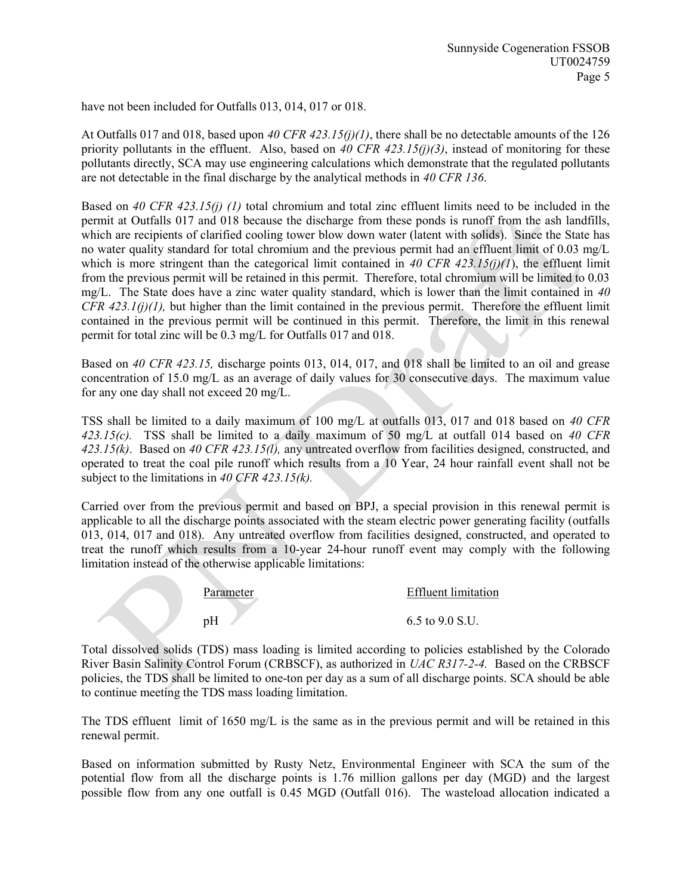have not been included for Outfalls 013, 014, 017 or 018.

At Outfalls 017 and 018, based upon *40 CFR 423.15(j)(1)*, there shall be no detectable amounts of the 126 priority pollutants in the effluent. Also, based on *40 CFR 423.15(j)(3)*, instead of monitoring for these pollutants directly, SCA may use engineering calculations which demonstrate that the regulated pollutants are not detectable in the final discharge by the analytical methods in *40 CFR 136*.

Based on *40 CFR 423.15(j) (1)* total chromium and total zinc effluent limits need to be included in the permit at Outfalls 017 and 018 because the discharge from these ponds is runoff from the ash landfills, which are recipients of clarified cooling tower blow down water (latent with solids). Since the State has no water quality standard for total chromium and the previous permit had an effluent limit of 0.03 mg/L which is more stringent than the categorical limit contained in *40 CFR 423.15(j)(1*), the effluent limit from the previous permit will be retained in this permit. Therefore, total chromium will be limited to 0.03 mg/L. The State does have a zinc water quality standard, which is lower than the limit contained in *40 CFR 423.1(j)(1),* but higher than the limit contained in the previous permit. Therefore the effluent limit contained in the previous permit will be continued in this permit. Therefore, the limit in this renewal permit for total zinc will be 0.3 mg/L for Outfalls 017 and 018.

Based on *40 CFR 423.15,* discharge points 013, 014, 017, and 018 shall be limited to an oil and grease concentration of 15.0 mg/L as an average of daily values for 30 consecutive days. The maximum value for any one day shall not exceed 20 mg/L.

TSS shall be limited to a daily maximum of 100 mg/L at outfalls 013, 017 and 018 based on *40 CFR 423.15(c).* TSS shall be limited to a daily maximum of 50 mg/L at outfall 014 based on *40 CFR 423.15(k)*. Based on *40 CFR 423.15(l),* any untreated overflow from facilities designed, constructed, and operated to treat the coal pile runoff which results from a 10 Year, 24 hour rainfall event shall not be subject to the limitations in *40 CFR 423.15(k).*

Carried over from the previous permit and based on BPJ, a special provision in this renewal permit is applicable to all the discharge points associated with the steam electric power generating facility (outfalls 013, 014, 017 and 018). Any untreated overflow from facilities designed, constructed, and operated to treat the runoff which results from a 10-year 24-hour runoff event may comply with the following limitation instead of the otherwise applicable limitations:

| Parameter | Effluent limitation |
|---|---|
| pH | 6.5 to 9.0 S.U. |

Total dissolved solids (TDS) mass loading is limited according to policies established by the Colorado River Basin Salinity Control Forum (CRBSCF), as authorized in *UAC R317-2-4.* Based on the CRBSCF policies, the TDS shall be limited to one-ton per day as a sum of all discharge points. SCA should be able to continue meeting the TDS mass loading limitation.

The TDS effluent limit of 1650 mg/L is the same as in the previous permit and will be retained in this renewal permit.

Based on information submitted by Rusty Netz, Environmental Engineer with SCA the sum of the potential flow from all the discharge points is 1.76 million gallons per day (MGD) and the largest possible flow from any one outfall is 0.45 MGD (Outfall 016). The wasteload allocation indicated a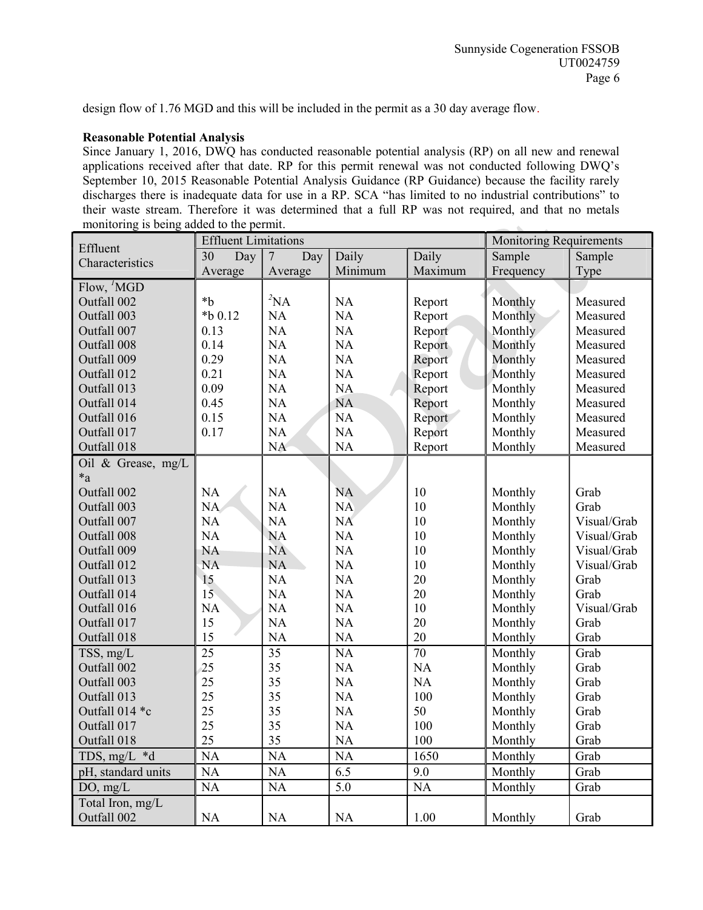design flow of 1.76 MGD and this will be included in the permit as a 30 day average flow.

**Reasonable Potential Analysis**

Since January 1, 2016, DWQ has conducted reasonable potential analysis (RP) on all new and renewal applications received after that date. RP for this permit renewal was not conducted following DWQ's September 10, 2015 Reasonable Potential Analysis Guidance (RP Guidance) because the facility rarely discharges there is inadequate data for use in a RP. SCA "has limited to no industrial contributions" to their waste stream. Therefore it was determined that a full RP was not required, and that no metals monitoring is being added to the permit.

| Effluent Characteristics | Effluent Limitations | | | | Monitoring Requirements | |
|---|---|---|---|---|---|---|
| | 30 Day Average | 7 Day Average | Daily Minimum | Daily Maximum | Sample Frequency | Sample Type |
| Flow, [1]MGD | | | | | | |
| Outfall 002 | *b | [2]NA | NA | Report | Monthly | Measured |
| Outfall 003 | *b 0.12 | NA | NA | Report | Monthly | Measured |
| Outfall 007 | 0.13 | NA | NA | Report | Monthly | Measured |
| Outfall 008 | 0.14 | NA | NA | Report | Monthly | Measured |
| Outfall 009 | 0.29 | NA | NA | Report | Monthly | Measured |
| Outfall 012 | 0.21 | NA | NA | Report | Monthly | Measured |
| Outfall 013 | 0.09 | NA | NA | Report | Monthly | Measured |
| Outfall 014 | 0.45 | NA | NA | Report | Monthly | Measured |
| Outfall 016 | 0.15 | NA | NA | Report | Monthly | Measured |
| Outfall 017 | 0.17 | NA | NA | Report | Monthly | Measured |
| Outfall 018 | | NA | NA | Report | Monthly | Measured |
| Oil & Grease, mg/L *a | | | | | | |
| Outfall 002 | NA | NA | NA | 10 | Monthly | Grab |
| Outfall 003 | NA | NA | NA | 10 | Monthly | Grab |
| Outfall 007 | NA | NA | NA | 10 | Monthly | Visual/Grab |
| Outfall 008 | NA | NA | NA | 10 | Monthly | Visual/Grab |
| Outfall 009 | NA | NA | NA | 10 | Monthly | Visual/Grab |
| Outfall 012 | NA | NA | NA | 10 | Monthly | Visual/Grab |
| Outfall 013 | 15 | NA | NA | 20 | Monthly | Grab |
| Outfall 014 | 15 | NA | NA | 20 | Monthly | Grab |
| Outfall 016 | NA | NA | NA | 10 | Monthly | Visual/Grab |
| Outfall 017 | 15 | NA | NA | 20 | Monthly | Grab |
| Outfall 018 | 15 | NA | NA | 20 | Monthly | Grab |
| TSS, mg/L | 25 | 35 | NA | 70 | Monthly | Grab |
| Outfall 002 | 25 | 35 | NA | NA | Monthly | Grab |
| Outfall 003 | 25 | 35 | NA | NA | Monthly | Grab |
| Outfall 013 | 25 | 35 | NA | 100 | Monthly | Grab |
| Outfall 014 *c | 25 | 35 | NA | 50 | Monthly | Grab |
| Outfall 017 | 25 | 35 | NA | 100 | Monthly | Grab |
| Outfall 018 | 25 | 35 | NA | 100 | Monthly | Grab |
| TDS, mg/L *d | NA | NA | NA | 1650 | Monthly | Grab |
| pH, standard units | NA | NA | 6.5 | 9.0 | Monthly | Grab |
| DO, mg/L | NA | NA | 5.0 | NA | Monthly | Grab |
| Total Iron, mg/L | | | | | | |
| Outfall 002 | NA | NA | NA | 1.00 | Monthly | Grab |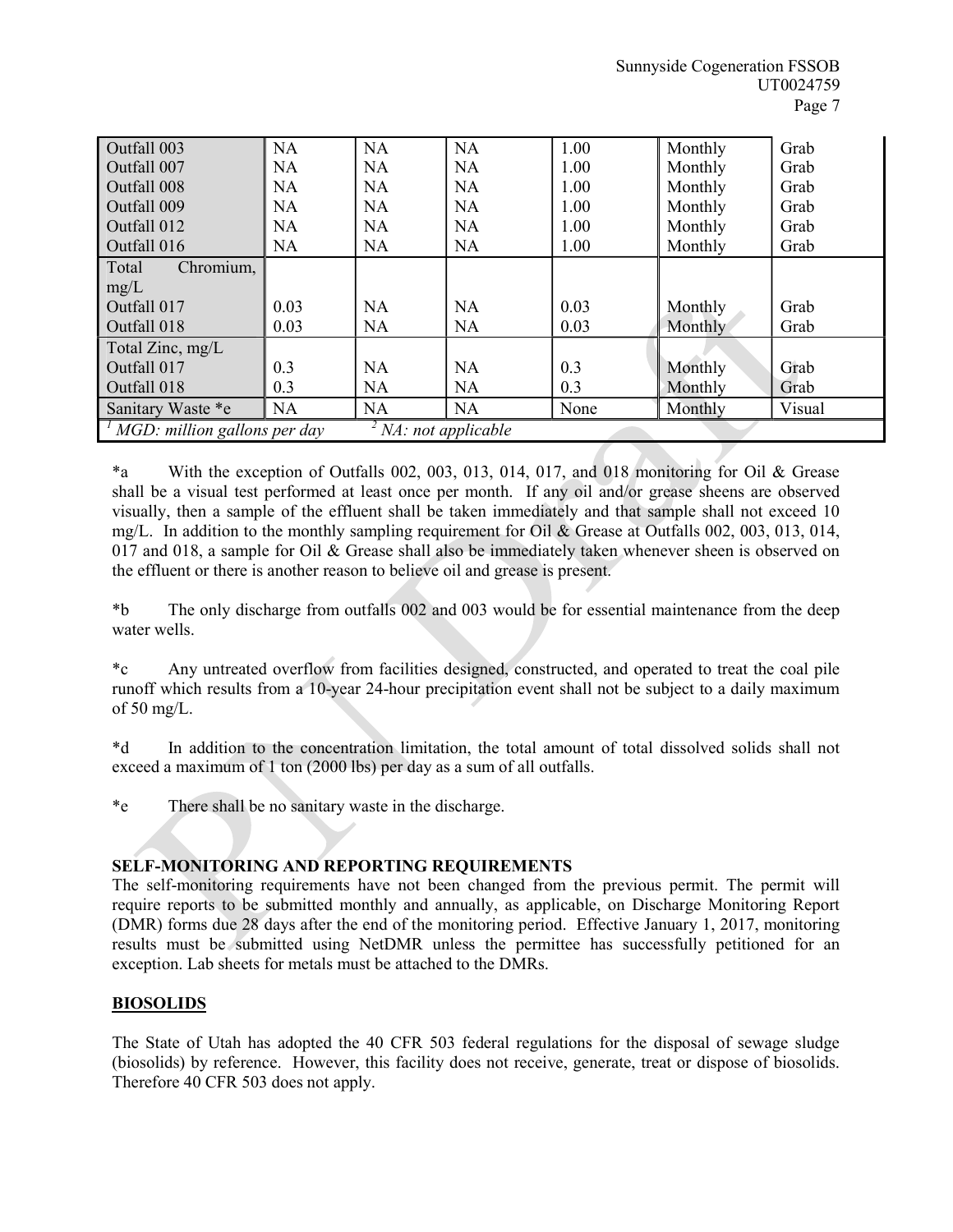| | | | | | | |
|---|---|---|---|---|---|---|
| Outfall 003 | NA | NA | NA | 1.00 | Monthly | Grab |
| Outfall 007 | NA | NA | NA | 1.00 | Monthly | Grab |
| Outfall 008 | NA | NA | NA | 1.00 | Monthly | Grab |
| Outfall 009 | NA | NA | NA | 1.00 | Monthly | Grab |
| Outfall 012 | NA | NA | NA | 1.00 | Monthly | Grab |
| Outfall 016 | NA | NA | NA | 1.00 | Monthly | Grab |
| Total Chromium, mg/L | | | | | | |
| Outfall 017 | 0.03 | NA | NA | 0.03 | Monthly | Grab |
| Outfall 018 | 0.03 | NA | NA | 0.03 | Monthly | Grab |
| Total Zinc, mg/L | | | | | | |
| Outfall 017 | 0.3 | NA | NA | 0.3 | Monthly | Grab |
| Outfall 018 | 0.3 | NA | NA | 0.3 | Monthly | Grab |
| Sanitary Waste *e | NA | NA | NA | None | Monthly | Visual |
| [1] MGD: million gallons per day | [2] NA: not applicable | | | | | |

*a With the exception of Outfalls 002, 003, 013, 014, 017, and 018 monitoring for Oil & Grease shall be a visual test performed at least once per month. If any oil and/or grease sheens are observed visually, then a sample of the effluent shall be taken immediately and that sample shall not exceed 10 mg/L. In addition to the monthly sampling requirement for Oil & Grease at Outfalls 002, 003, 013, 014, 017 and 018, a sample for Oil & Grease shall also be immediately taken whenever sheen is observed on the effluent or there is another reason to believe oil and grease is present.

*b The only discharge from outfalls 002 and 003 would be for essential maintenance from the deep water wells.

*c Any untreated overflow from facilities designed, constructed, and operated to treat the coal pile runoff which results from a 10-year 24-hour precipitation event shall not be subject to a daily maximum of 50 mg/L.

*d In addition to the concentration limitation, the total amount of total dissolved solids shall not exceed a maximum of 1 ton (2000 lbs) per day as a sum of all outfalls.

*e There shall be no sanitary waste in the discharge.

**SELF-MONITORING AND REPORTING REQUIREMENTS**

The self-monitoring requirements have not been changed from the previous permit. The permit will require reports to be submitted monthly and annually, as applicable, on Discharge Monitoring Report (DMR) forms due 28 days after the end of the monitoring period. Effective January 1, 2017, monitoring results must be submitted using NetDMR unless the permittee has successfully petitioned for an exception. Lab sheets for metals must be attached to the DMRs.

**BIOSOLIDS**

The State of Utah has adopted the 40 CFR 503 federal regulations for the disposal of sewage sludge (biosolids) by reference. However, this facility does not receive, generate, treat or dispose of biosolids. Therefore 40 CFR 503 does not apply.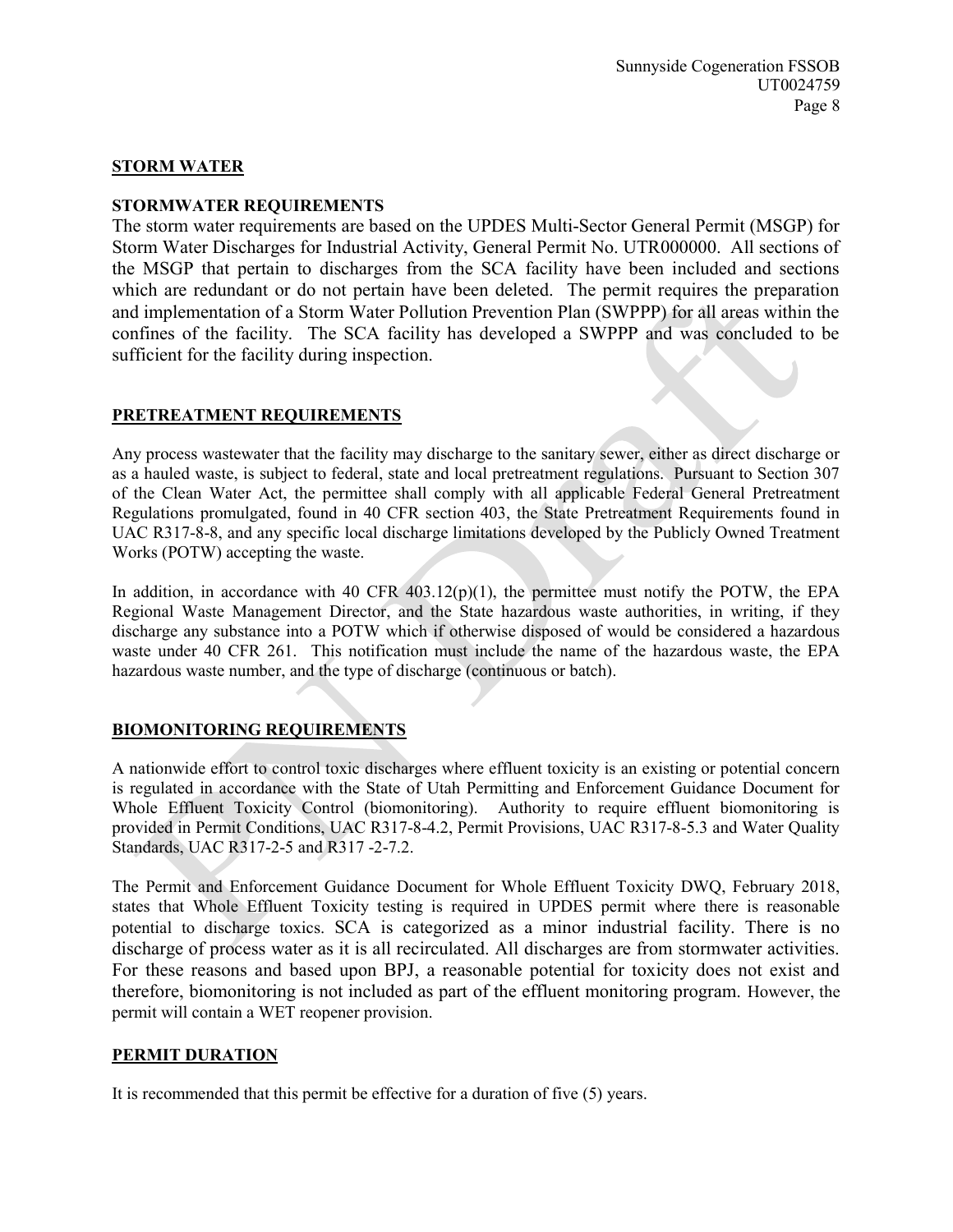## STORM WATER

### STORMWATER REQUIREMENTS

The storm water requirements are based on the UPDES Multi-Sector General Permit (MSGP) for Storm Water Discharges for Industrial Activity, General Permit No. UTR000000. All sections of the MSGP that pertain to discharges from the SCA facility have been included and sections which are redundant or do not pertain have been deleted. The permit requires the preparation and implementation of a Storm Water Pollution Prevention Plan (SWPPP) for all areas within the confines of the facility. The SCA facility has developed a SWPPP and was concluded to be sufficient for the facility during inspection.

## PRETREATMENT REQUIREMENTS

Any process wastewater that the facility may discharge to the sanitary sewer, either as direct discharge or as a hauled waste, is subject to federal, state and local pretreatment regulations. Pursuant to Section 307 of the Clean Water Act, the permittee shall comply with all applicable Federal General Pretreatment Regulations promulgated, found in 40 CFR section 403, the State Pretreatment Requirements found in UAC R317-8-8, and any specific local discharge limitations developed by the Publicly Owned Treatment Works (POTW) accepting the waste.

In addition, in accordance with 40 CFR 403.12(p)(1), the permittee must notify the POTW, the EPA Regional Waste Management Director, and the State hazardous waste authorities, in writing, if they discharge any substance into a POTW which if otherwise disposed of would be considered a hazardous waste under 40 CFR 261. This notification must include the name of the hazardous waste, the EPA hazardous waste number, and the type of discharge (continuous or batch).

## BIOMONITORING REQUIREMENTS

A nationwide effort to control toxic discharges where effluent toxicity is an existing or potential concern is regulated in accordance with the State of Utah Permitting and Enforcement Guidance Document for Whole Effluent Toxicity Control (biomonitoring). Authority to require effluent biomonitoring is provided in Permit Conditions, UAC R317-8-4.2, Permit Provisions, UAC R317-8-5.3 and Water Quality Standards, UAC R317-2-5 and R317 -2-7.2.

The Permit and Enforcement Guidance Document for Whole Effluent Toxicity DWQ, February 2018, states that Whole Effluent Toxicity testing is required in UPDES permit where there is reasonable potential to discharge toxics. SCA is categorized as a minor industrial facility. There is no discharge of process water as it is all recirculated. All discharges are from stormwater activities. For these reasons and based upon BPJ, a reasonable potential for toxicity does not exist and therefore, biomonitoring is not included as part of the effluent monitoring program. However, the permit will contain a WET reopener provision.

## PERMIT DURATION

It is recommended that this permit be effective for a duration of five (5) years.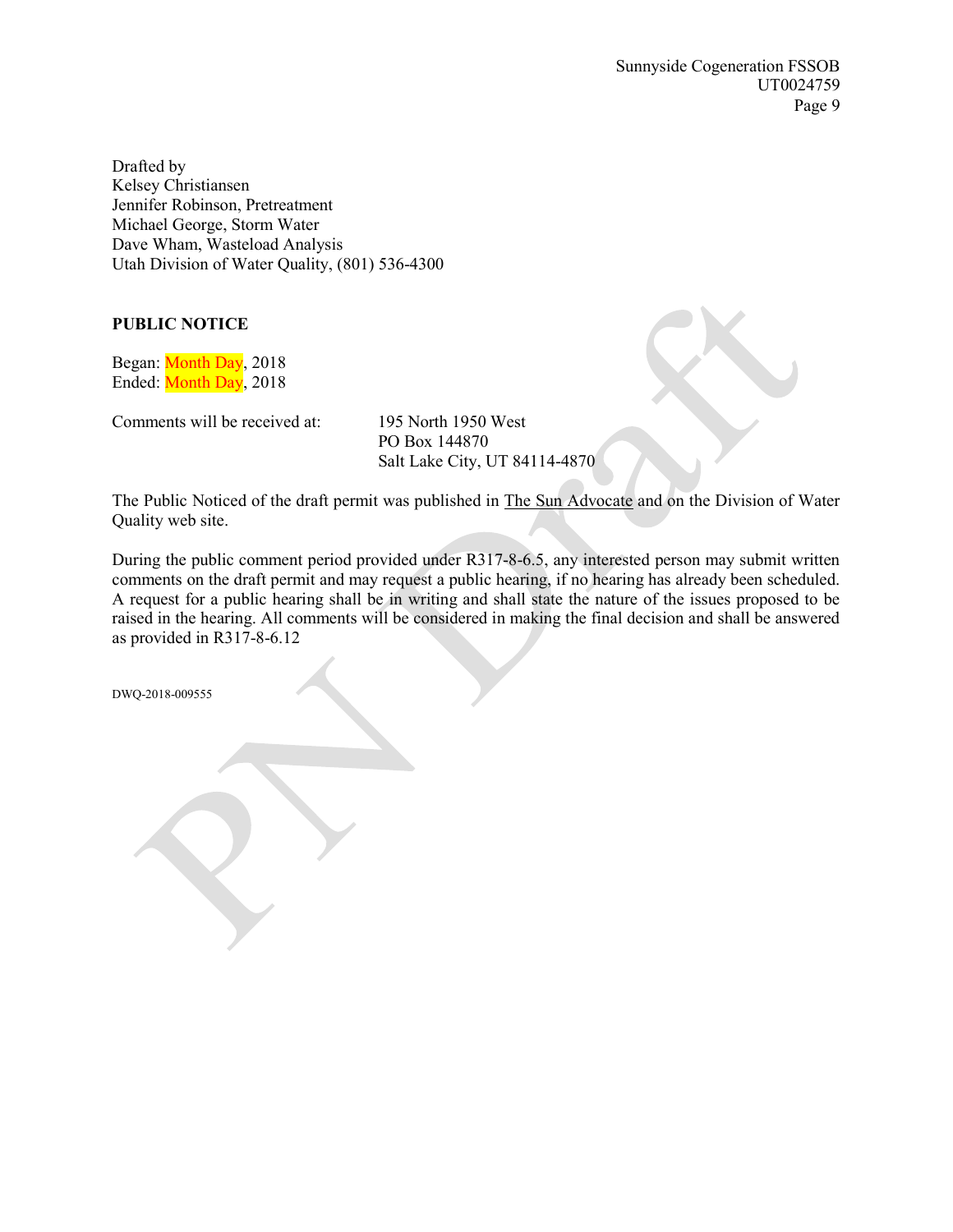Drafted by
Kelsey Christiansen
Jennifer Robinson, Pretreatment
Michael George, Storm Water
Dave Wham, Wasteload Analysis
Utah Division of Water Quality, (801) 536-4300

**PUBLIC NOTICE**

Began: Month Day, 2018
Ended: Month Day, 2018

Comments will be received at: 195 North 1950 West
PO Box 144870
Salt Lake City, UT 84114-4870

The Public Noticed of the draft permit was published in The Sun Advocate and on the Division of Water Quality web site.

During the public comment period provided under R317-8-6.5, any interested person may submit written comments on the draft permit and may request a public hearing, if no hearing has already been scheduled. A request for a public hearing shall be in writing and shall state the nature of the issues proposed to be raised in the hearing. All comments will be considered in making the final decision and shall be answered as provided in R317-8-6.12

DWQ-2018-009555